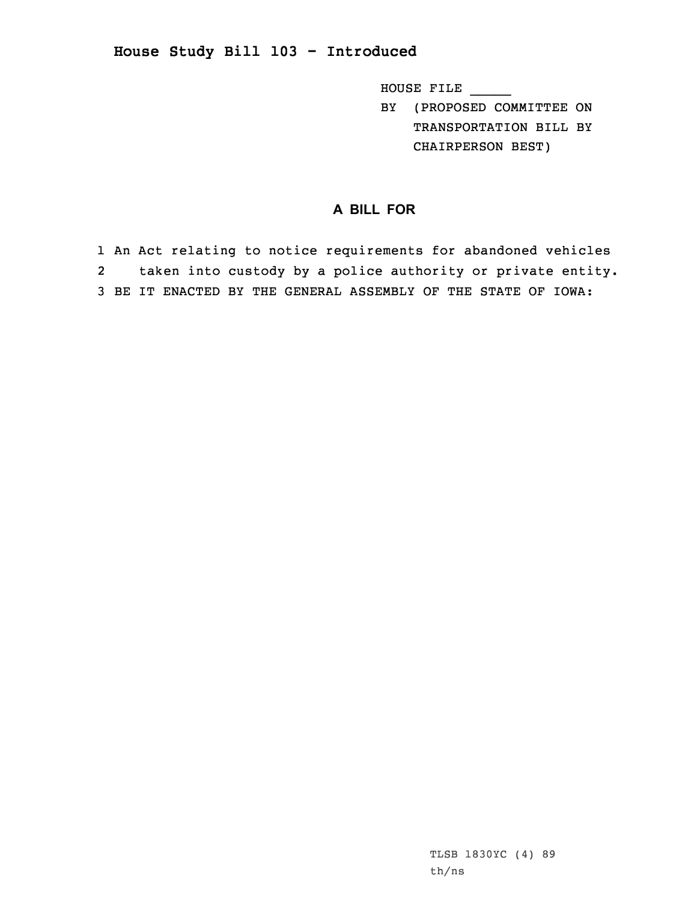**House Study Bill 103 - Introduced**

HOUSE FILE _____

BY (PROPOSED COMMITTEE ON TRANSPORTATION BILL BY CHAIRPERSON BEST)

## A BILL FOR

1 An Act relating to notice requirements for abandoned vehicles
2 taken into custody by a police authority or private entity.
3 BE IT ENACTED BY THE GENERAL ASSEMBLY OF THE STATE OF IOWA:

TLSB 1830YC (4) 89
th/ns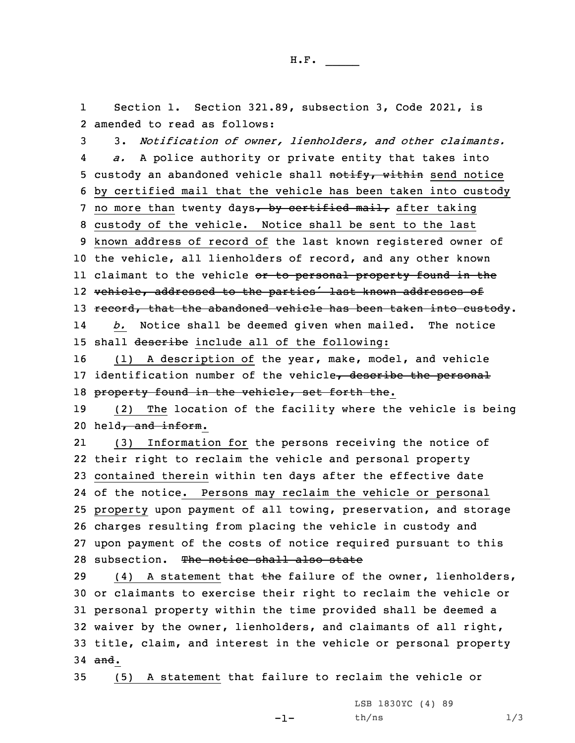Section 1. Section 321.89, subsection 3, Code 2021, is amended to read as follows:

3. *Notification of owner, lienholders, and other claimants.*

*a.* A police authority or private entity that takes into custody an abandoned vehicle shall ~~notify, within~~ send notice by certified mail that the vehicle has been taken into custody no more than twenty days~~, by certified mail,~~ after taking custody of the vehicle. Notice shall be sent to the last known address of record of the last known registered owner of the vehicle, all lienholders of record, and any other known claimant to the vehicle ~~or to personal property found in the vehicle, addressed to the parties' last known addresses of record, that the abandoned vehicle has been taken into custody~~.

*b.* Notice shall be deemed given when mailed. The notice shall ~~describe~~ include all of the following:

(1) A description of the year, make, model, and vehicle identification number of the vehicle~~, describe the personal property found in the vehicle, set forth the~~.

(2) The location of the facility where the vehicle is being held~~, and inform~~.

(3) Information for the persons receiving the notice of their right to reclaim the vehicle and personal property contained therein within ten days after the effective date of the notice. Persons may reclaim the vehicle or personal property upon payment of all towing, preservation, and storage charges resulting from placing the vehicle in custody and upon payment of the costs of notice required pursuant to this subsection. ~~The notice shall also state~~

(4) A statement that ~~the~~ failure of the owner, lienholders, or claimants to exercise their right to reclaim the vehicle or personal property within the time provided shall be deemed a waiver by the owner, lienholders, and claimants of all right, title, claim, and interest in the vehicle or personal property ~~and~~.

(5) A statement that failure to reclaim the vehicle or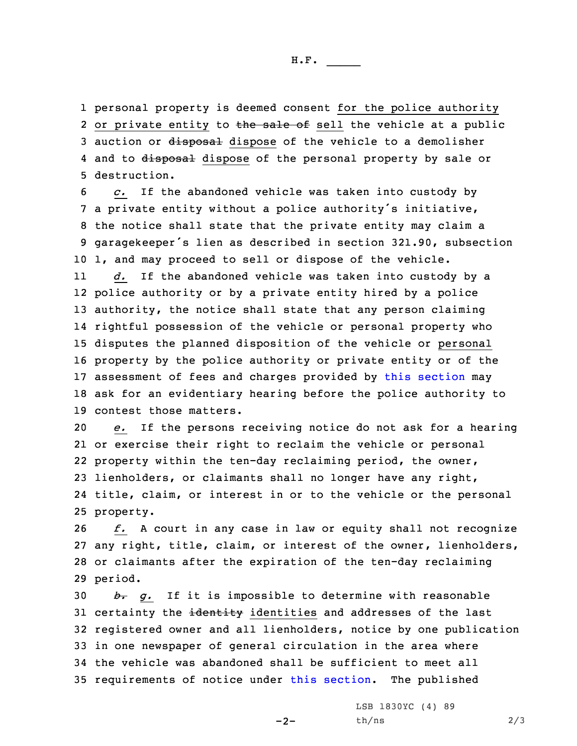1 personal property is deemed consent for the police authority
2 or private entity to ~~the sale of~~ sell the vehicle at a public
3 auction or ~~disposal~~ dispose of the vehicle to a demolisher
4 and to ~~disposal~~ dispose of the personal property by sale or
5 destruction.

6 *c.* If the abandoned vehicle was taken into custody by
7 a private entity without a police authority's initiative,
8 the notice shall state that the private entity may claim a
9 garagekeeper's lien as described in section 321.90, subsection
10 1, and may proceed to sell or dispose of the vehicle.

11 *d.* If the abandoned vehicle was taken into custody by a
12 police authority or by a private entity hired by a police
13 authority, the notice shall state that any person claiming
14 rightful possession of the vehicle or personal property who
15 disputes the planned disposition of the vehicle or personal
16 property by the police authority or private entity or of the
17 assessment of fees and charges provided by this section may
18 ask for an evidentiary hearing before the police authority to
19 contest those matters.

20 *e.* If the persons receiving notice do not ask for a hearing
21 or exercise their right to reclaim the vehicle or personal
22 property within the ten-day reclaiming period, the owner,
23 lienholders, or claimants shall no longer have any right,
24 title, claim, or interest in or to the vehicle or the personal
25 property.

26 *f.* A court in any case in law or equity shall not recognize
27 any right, title, claim, or interest of the owner, lienholders,
28 or claimants after the expiration of the ten-day reclaiming
29 period.

30 ~~*b.*~~ *g.* If it is impossible to determine with reasonable
31 certainty the ~~identity~~ identities and addresses of the last
32 registered owner and all lienholders, notice by one publication
33 in one newspaper of general circulation in the area where
34 the vehicle was abandoned shall be sufficient to meet all
35 requirements of notice under this section. The published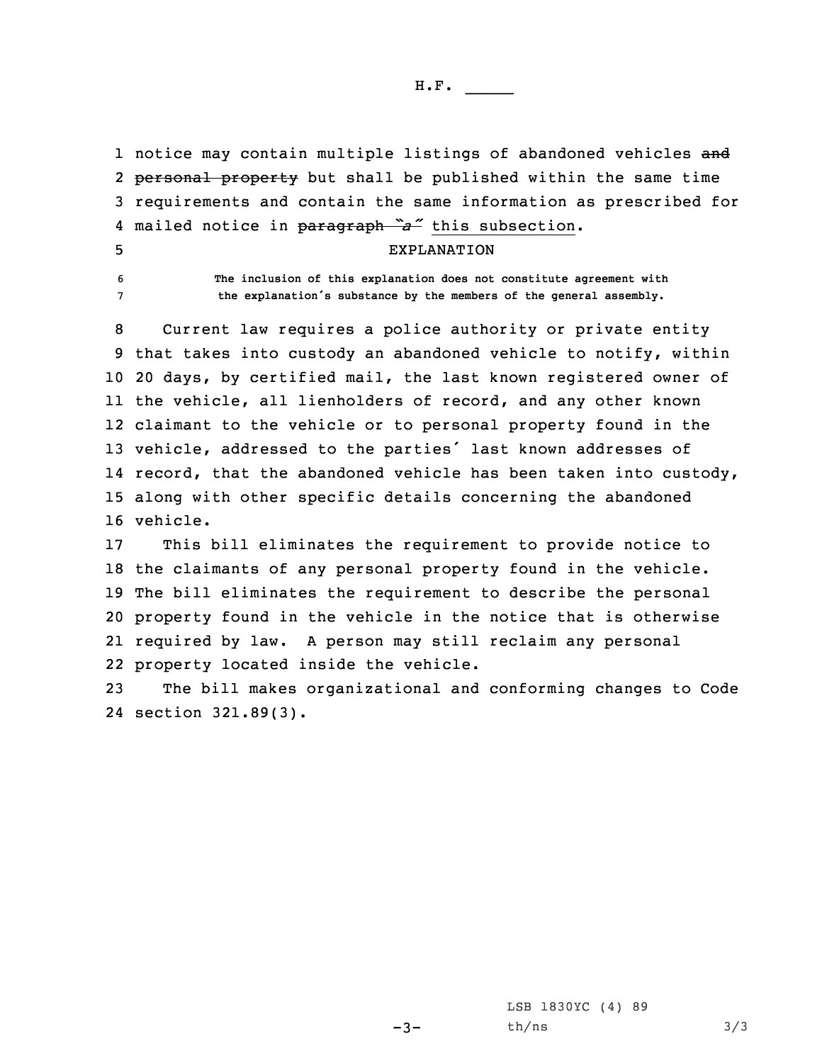notice may contain multiple listings of abandoned vehicles ~~and personal property~~ but shall be published within the same time requirements and contain the same information as prescribed for mailed notice in ~~paragraph "a"~~ this subsection.

EXPLANATION

The inclusion of this explanation does not constitute agreement with the explanation's substance by the members of the general assembly.

Current law requires a police authority or private entity that takes into custody an abandoned vehicle to notify, within 20 days, by certified mail, the last known registered owner of the vehicle, all lienholders of record, and any other known claimant to the vehicle or to personal property found in the vehicle, addressed to the parties' last known addresses of record, that the abandoned vehicle has been taken into custody, along with other specific details concerning the abandoned vehicle.

This bill eliminates the requirement to provide notice to the claimants of any personal property found in the vehicle. The bill eliminates the requirement to describe the personal property found in the vehicle in the notice that is otherwise required by law. A person may still reclaim any personal property located inside the vehicle.

The bill makes organizational and conforming changes to Code section 321.89(3).

LSB 1830YC (4) 89
th/ns